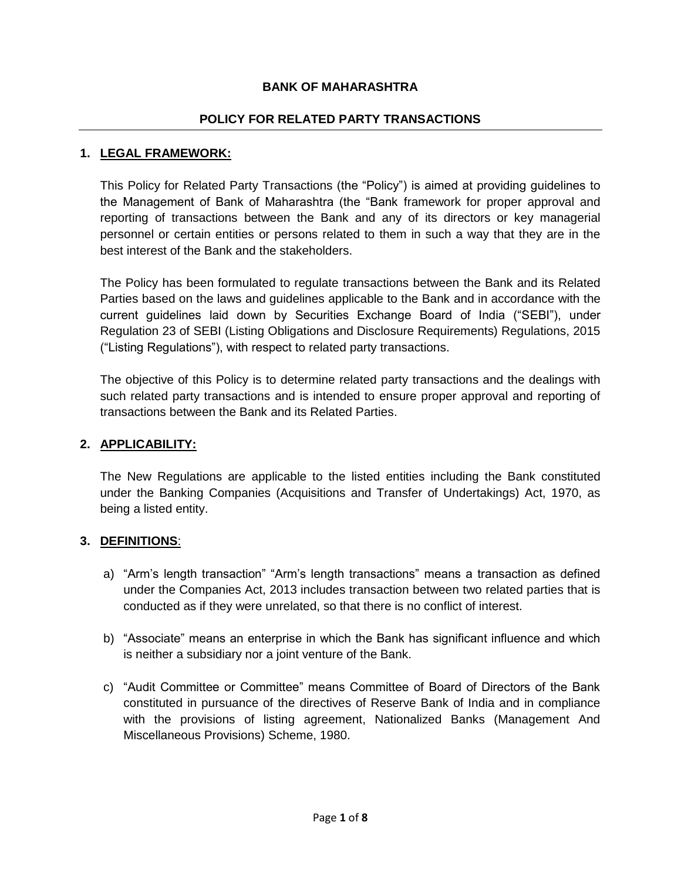**BANK OF MAHARASHTRA**

**POLICY FOR RELATED PARTY TRANSACTIONS**

## 1. LEGAL FRAMEWORK:

This Policy for Related Party Transactions (the "Policy") is aimed at providing guidelines to the Management of Bank of Maharashtra (the "Bank framework for proper approval and reporting of transactions between the Bank and any of its directors or key managerial personnel or certain entities or persons related to them in such a way that they are in the best interest of the Bank and the stakeholders.

The Policy has been formulated to regulate transactions between the Bank and its Related Parties based on the laws and guidelines applicable to the Bank and in accordance with the current guidelines laid down by Securities Exchange Board of India ("SEBI"), under Regulation 23 of SEBI (Listing Obligations and Disclosure Requirements) Regulations, 2015 ("Listing Regulations"), with respect to related party transactions.

The objective of this Policy is to determine related party transactions and the dealings with such related party transactions and is intended to ensure proper approval and reporting of transactions between the Bank and its Related Parties.

## 2. APPLICABILITY:

The New Regulations are applicable to the listed entities including the Bank constituted under the Banking Companies (Acquisitions and Transfer of Undertakings) Act, 1970, as being a listed entity.

## 3. DEFINITIONS:

a) "Arm's length transaction" "Arm's length transactions" means a transaction as defined under the Companies Act, 2013 includes transaction between two related parties that is conducted as if they were unrelated, so that there is no conflict of interest.

b) "Associate" means an enterprise in which the Bank has significant influence and which is neither a subsidiary nor a joint venture of the Bank.

c) "Audit Committee or Committee" means Committee of Board of Directors of the Bank constituted in pursuance of the directives of Reserve Bank of India and in compliance with the provisions of listing agreement, Nationalized Banks (Management And Miscellaneous Provisions) Scheme, 1980.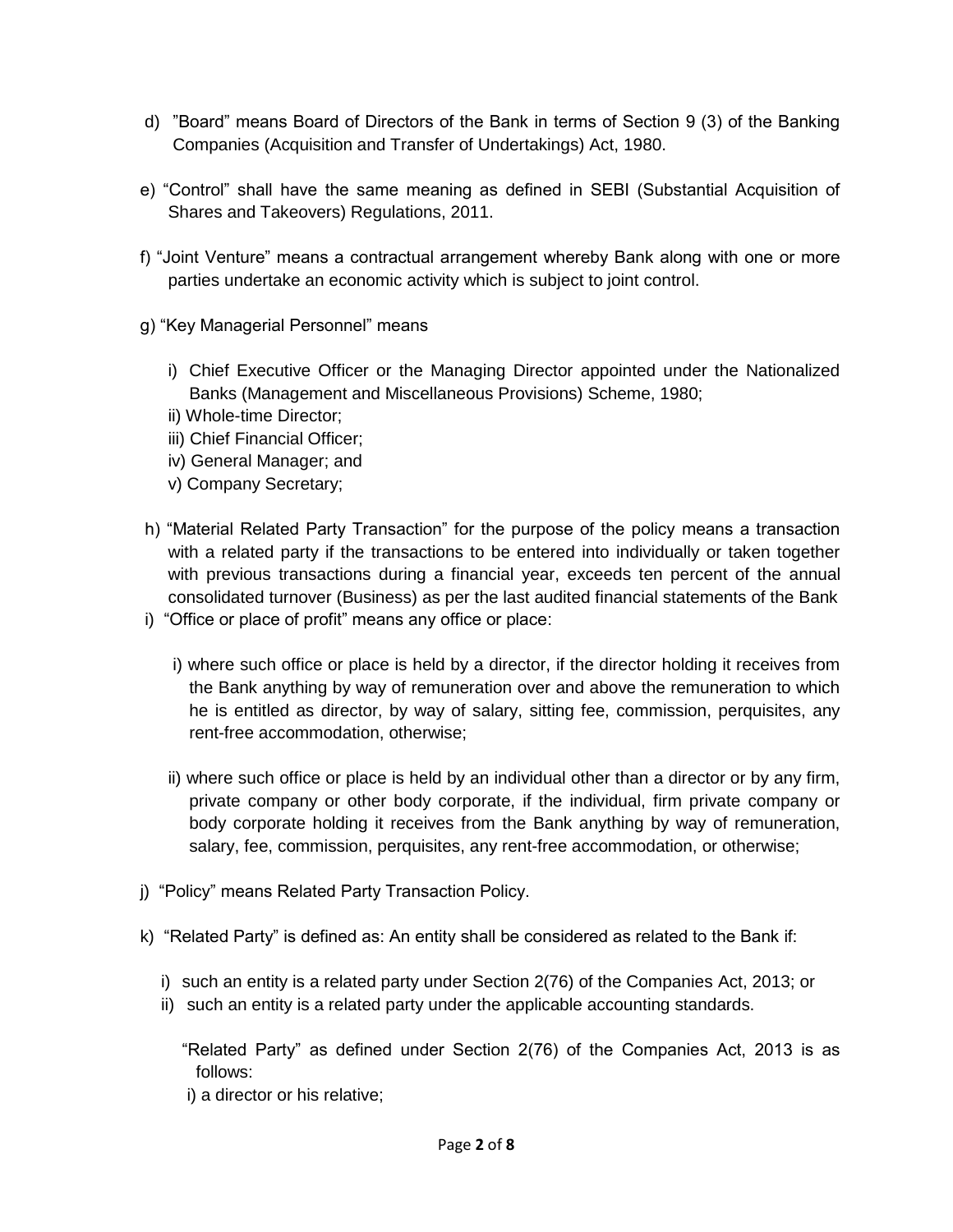d) ”Board” means Board of Directors of the Bank in terms of Section 9 (3) of the Banking Companies (Acquisition and Transfer of Undertakings) Act, 1980.

e) “Control” shall have the same meaning as defined in SEBI (Substantial Acquisition of Shares and Takeovers) Regulations, 2011.

f) “Joint Venture” means a contractual arrangement whereby Bank along with one or more parties undertake an economic activity which is subject to joint control.

g) “Key Managerial Personnel” means

   i) Chief Executive Officer or the Managing Director appointed under the Nationalized Banks (Management and Miscellaneous Provisions) Scheme, 1980;
   ii) Whole-time Director;
   iii) Chief Financial Officer;
   iv) General Manager; and
   v) Company Secretary;

h) “Material Related Party Transaction” for the purpose of the policy means a transaction with a related party if the transactions to be entered into individually or taken together with previous transactions during a financial year, exceeds ten percent of the annual consolidated turnover (Business) as per the last audited financial statements of the Bank

i) “Office or place of profit” means any office or place:

   i) where such office or place is held by a director, if the director holding it receives from the Bank anything by way of remuneration over and above the remuneration to which he is entitled as director, by way of salary, sitting fee, commission, perquisites, any rent-free accommodation, otherwise;

   ii) where such office or place is held by an individual other than a director or by any firm, private company or other body corporate, if the individual, firm private company or body corporate holding it receives from the Bank anything by way of remuneration, salary, fee, commission, perquisites, any rent-free accommodation, or otherwise;

j) “Policy” means Related Party Transaction Policy.

k) “Related Party” is defined as: An entity shall be considered as related to the Bank if:

   i) such an entity is a related party under Section 2(76) of the Companies Act, 2013; or
   ii) such an entity is a related party under the applicable accounting standards.

   “Related Party” as defined under Section 2(76) of the Companies Act, 2013 is as follows:

   i) a director or his relative;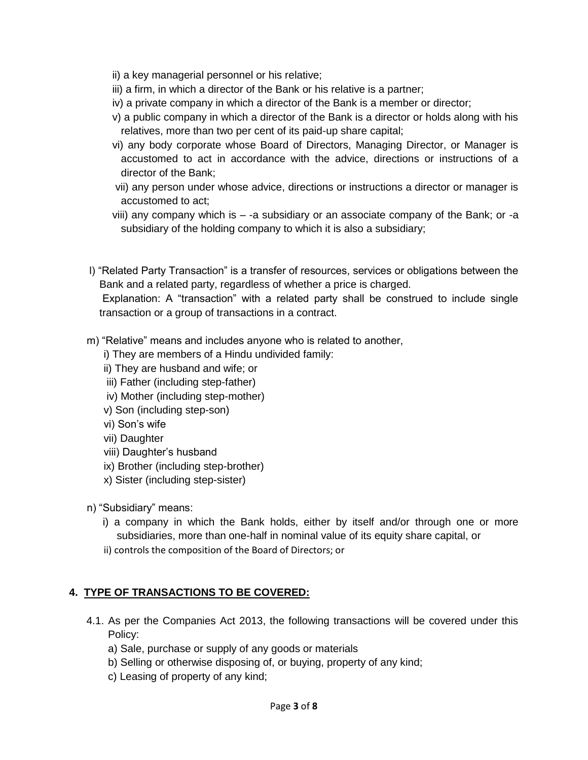ii) a key managerial personnel or his relative;

iii) a firm, in which a director of the Bank or his relative is a partner;

iv) a private company in which a director of the Bank is a member or director;

v) a public company in which a director of the Bank is a director or holds along with his relatives, more than two per cent of its paid-up share capital;

vi) any body corporate whose Board of Directors, Managing Director, or Manager is accustomed to act in accordance with the advice, directions or instructions of a director of the Bank;

vii) any person under whose advice, directions or instructions a director or manager is accustomed to act;

viii) any company which is – -a subsidiary or an associate company of the Bank; or -a subsidiary of the holding company to which it is also a subsidiary;

l) "Related Party Transaction" is a transfer of resources, services or obligations between the Bank and a related party, regardless of whether a price is charged.

Explanation: A "transaction" with a related party shall be construed to include single transaction or a group of transactions in a contract.

m) "Relative" means and includes anyone who is related to another,

i) They are members of a Hindu undivided family:

ii) They are husband and wife; or

iii) Father (including step-father)

iv) Mother (including step-mother)

v) Son (including step-son)

vi) Son's wife

vii) Daughter

viii) Daughter's husband

ix) Brother (including step-brother)

x) Sister (including step-sister)

n) "Subsidiary" means:

i) a company in which the Bank holds, either by itself and/or through one or more subsidiaries, more than one-half in nominal value of its equity share capital, or

ii) controls the composition of the Board of Directors; or

## 4. TYPE OF TRANSACTIONS TO BE COVERED:

4.1. As per the Companies Act 2013, the following transactions will be covered under this Policy:

a) Sale, purchase or supply of any goods or materials

b) Selling or otherwise disposing of, or buying, property of any kind;

c) Leasing of property of any kind;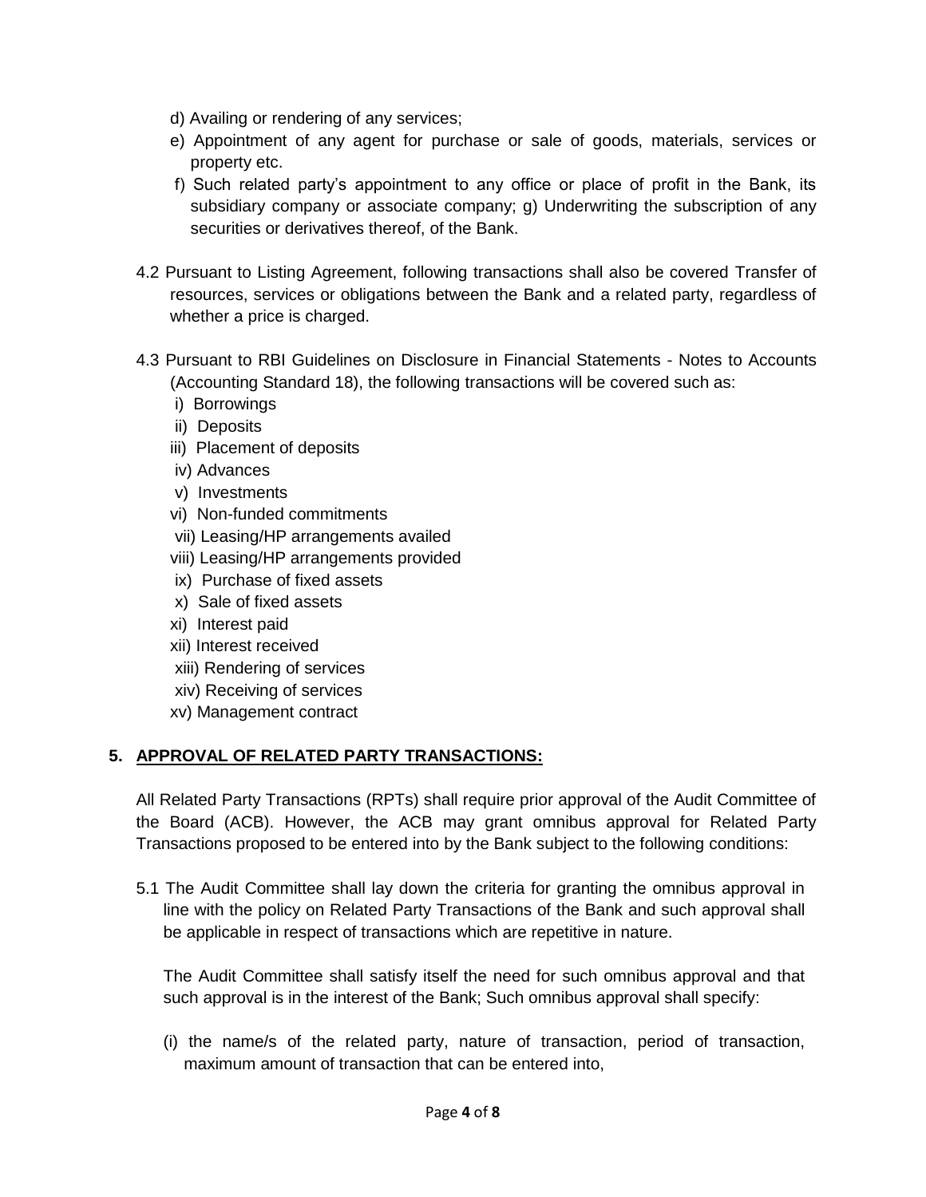d) Availing or rendering of any services;

e) Appointment of any agent for purchase or sale of goods, materials, services or property etc.

f) Such related party's appointment to any office or place of profit in the Bank, its subsidiary company or associate company; g) Underwriting the subscription of any securities or derivatives thereof, of the Bank.

4.2 Pursuant to Listing Agreement, following transactions shall also be covered Transfer of resources, services or obligations between the Bank and a related party, regardless of whether a price is charged.

4.3 Pursuant to RBI Guidelines on Disclosure in Financial Statements - Notes to Accounts (Accounting Standard 18), the following transactions will be covered such as:

i) Borrowings
ii) Deposits
iii) Placement of deposits
iv) Advances
v) Investments
vi) Non-funded commitments
vii) Leasing/HP arrangements availed
viii) Leasing/HP arrangements provided
ix) Purchase of fixed assets
x) Sale of fixed assets
xi) Interest paid
xii) Interest received
xiii) Rendering of services
xiv) Receiving of services
xv) Management contract

## 5. APPROVAL OF RELATED PARTY TRANSACTIONS:

All Related Party Transactions (RPTs) shall require prior approval of the Audit Committee of the Board (ACB). However, the ACB may grant omnibus approval for Related Party Transactions proposed to be entered into by the Bank subject to the following conditions:

5.1 The Audit Committee shall lay down the criteria for granting the omnibus approval in line with the policy on Related Party Transactions of the Bank and such approval shall be applicable in respect of transactions which are repetitive in nature.

The Audit Committee shall satisfy itself the need for such omnibus approval and that such approval is in the interest of the Bank; Such omnibus approval shall specify:

(i) the name/s of the related party, nature of transaction, period of transaction, maximum amount of transaction that can be entered into,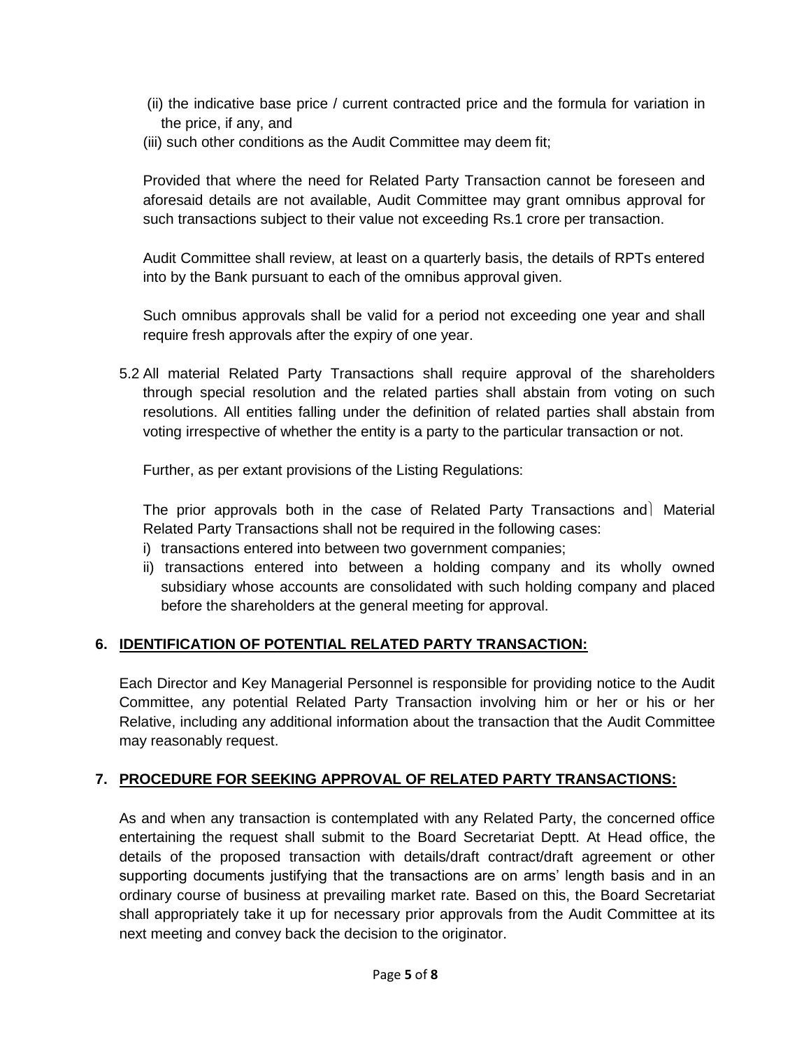(ii) the indicative base price / current contracted price and the formula for variation in the price, if any, and

(iii) such other conditions as the Audit Committee may deem fit;

Provided that where the need for Related Party Transaction cannot be foreseen and aforesaid details are not available, Audit Committee may grant omnibus approval for such transactions subject to their value not exceeding Rs.1 crore per transaction.

Audit Committee shall review, at least on a quarterly basis, the details of RPTs entered into by the Bank pursuant to each of the omnibus approval given.

Such omnibus approvals shall be valid for a period not exceeding one year and shall require fresh approvals after the expiry of one year.

5.2 All material Related Party Transactions shall require approval of the shareholders through special resolution and the related parties shall abstain from voting on such resolutions. All entities falling under the definition of related parties shall abstain from voting irrespective of whether the entity is a party to the particular transaction or not.

Further, as per extant provisions of the Listing Regulations:

The prior approvals both in the case of Related Party Transactions and Material Related Party Transactions shall not be required in the following cases:

i) transactions entered into between two government companies;

ii) transactions entered into between a holding company and its wholly owned subsidiary whose accounts are consolidated with such holding company and placed before the shareholders at the general meeting for approval.

## 6. IDENTIFICATION OF POTENTIAL RELATED PARTY TRANSACTION:

Each Director and Key Managerial Personnel is responsible for providing notice to the Audit Committee, any potential Related Party Transaction involving him or her or his or her Relative, including any additional information about the transaction that the Audit Committee may reasonably request.

## 7. PROCEDURE FOR SEEKING APPROVAL OF RELATED PARTY TRANSACTIONS:

As and when any transaction is contemplated with any Related Party, the concerned office entertaining the request shall submit to the Board Secretariat Deptt. At Head office, the details of the proposed transaction with details/draft contract/draft agreement or other supporting documents justifying that the transactions are on arms' length basis and in an ordinary course of business at prevailing market rate. Based on this, the Board Secretariat shall appropriately take it up for necessary prior approvals from the Audit Committee at its next meeting and convey back the decision to the originator.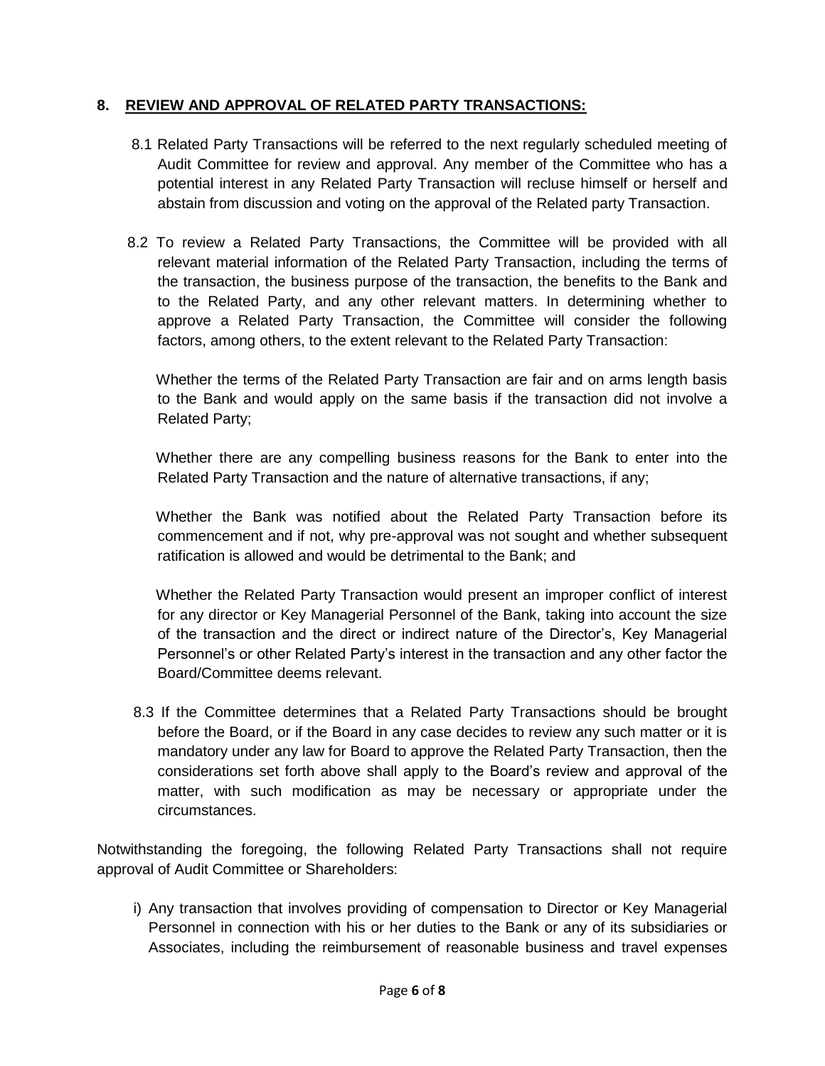## 8. REVIEW AND APPROVAL OF RELATED PARTY TRANSACTIONS:

8.1 Related Party Transactions will be referred to the next regularly scheduled meeting of Audit Committee for review and approval. Any member of the Committee who has a potential interest in any Related Party Transaction will recluse himself or herself and abstain from discussion and voting on the approval of the Related party Transaction.

8.2 To review a Related Party Transactions, the Committee will be provided with all relevant material information of the Related Party Transaction, including the terms of the transaction, the business purpose of the transaction, the benefits to the Bank and to the Related Party, and any other relevant matters. In determining whether to approve a Related Party Transaction, the Committee will consider the following factors, among others, to the extent relevant to the Related Party Transaction:

Whether the terms of the Related Party Transaction are fair and on arms length basis to the Bank and would apply on the same basis if the transaction did not involve a Related Party;

Whether there are any compelling business reasons for the Bank to enter into the Related Party Transaction and the nature of alternative transactions, if any;

Whether the Bank was notified about the Related Party Transaction before its commencement and if not, why pre-approval was not sought and whether subsequent ratification is allowed and would be detrimental to the Bank; and

Whether the Related Party Transaction would present an improper conflict of interest for any director or Key Managerial Personnel of the Bank, taking into account the size of the transaction and the direct or indirect nature of the Director's, Key Managerial Personnel's or other Related Party's interest in the transaction and any other factor the Board/Committee deems relevant.

8.3 If the Committee determines that a Related Party Transactions should be brought before the Board, or if the Board in any case decides to review any such matter or it is mandatory under any law for Board to approve the Related Party Transaction, then the considerations set forth above shall apply to the Board's review and approval of the matter, with such modification as may be necessary or appropriate under the circumstances.

Notwithstanding the foregoing, the following Related Party Transactions shall not require approval of Audit Committee or Shareholders:

i) Any transaction that involves providing of compensation to Director or Key Managerial Personnel in connection with his or her duties to the Bank or any of its subsidiaries or Associates, including the reimbursement of reasonable business and travel expenses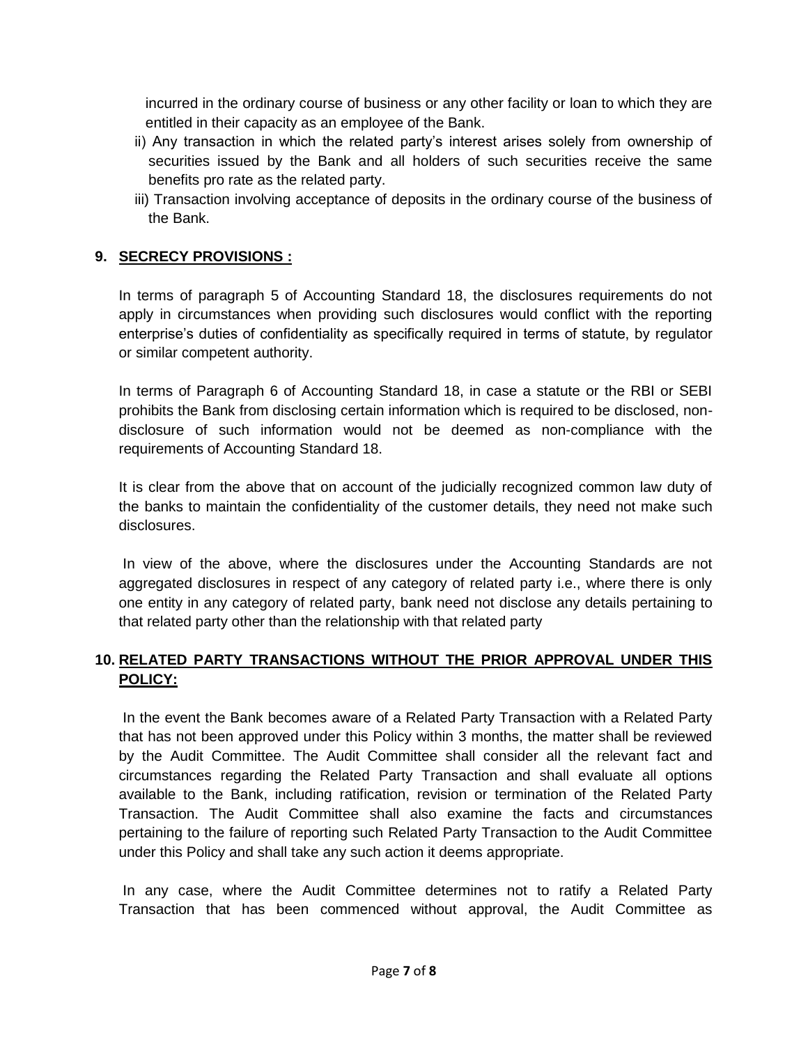incurred in the ordinary course of business or any other facility or loan to which they are entitled in their capacity as an employee of the Bank.

ii) Any transaction in which the related party's interest arises solely from ownership of securities issued by the Bank and all holders of such securities receive the same benefits pro rate as the related party.

iii) Transaction involving acceptance of deposits in the ordinary course of the business of the Bank.

## 9. SECRECY PROVISIONS :

In terms of paragraph 5 of Accounting Standard 18, the disclosures requirements do not apply in circumstances when providing such disclosures would conflict with the reporting enterprise's duties of confidentiality as specifically required in terms of statute, by regulator or similar competent authority.

In terms of Paragraph 6 of Accounting Standard 18, in case a statute or the RBI or SEBI prohibits the Bank from disclosing certain information which is required to be disclosed, non-disclosure of such information would not be deemed as non-compliance with the requirements of Accounting Standard 18.

It is clear from the above that on account of the judicially recognized common law duty of the banks to maintain the confidentiality of the customer details, they need not make such disclosures.

In view of the above, where the disclosures under the Accounting Standards are not aggregated disclosures in respect of any category of related party i.e., where there is only one entity in any category of related party, bank need not disclose any details pertaining to that related party other than the relationship with that related party

## 10. RELATED PARTY TRANSACTIONS WITHOUT THE PRIOR APPROVAL UNDER THIS POLICY:

In the event the Bank becomes aware of a Related Party Transaction with a Related Party that has not been approved under this Policy within 3 months, the matter shall be reviewed by the Audit Committee. The Audit Committee shall consider all the relevant fact and circumstances regarding the Related Party Transaction and shall evaluate all options available to the Bank, including ratification, revision or termination of the Related Party Transaction. The Audit Committee shall also examine the facts and circumstances pertaining to the failure of reporting such Related Party Transaction to the Audit Committee under this Policy and shall take any such action it deems appropriate.

In any case, where the Audit Committee determines not to ratify a Related Party Transaction that has been commenced without approval, the Audit Committee as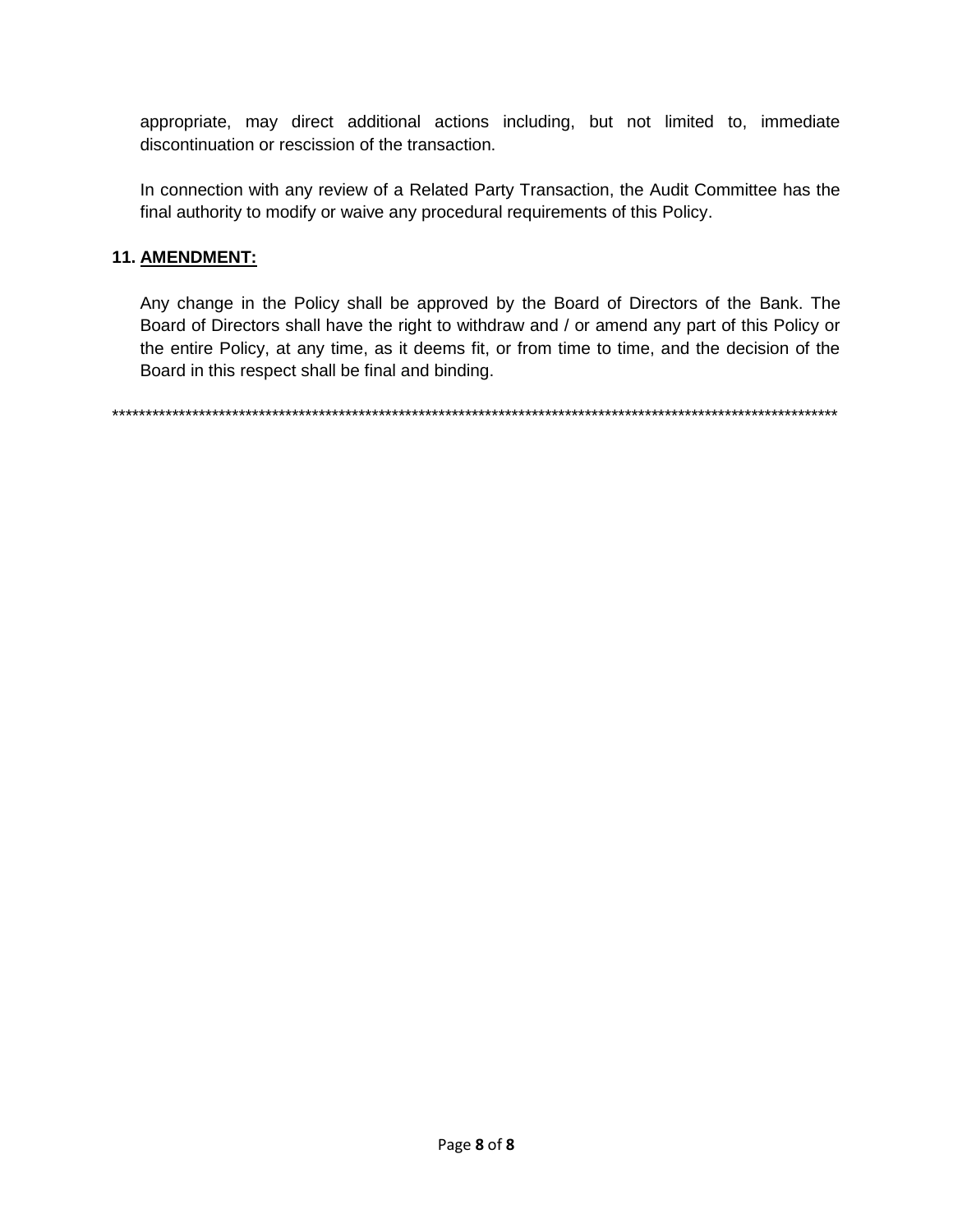appropriate, may direct additional actions including, but not limited to, immediate discontinuation or rescission of the transaction.

In connection with any review of a Related Party Transaction, the Audit Committee has the final authority to modify or waive any procedural requirements of this Policy.

## 11. AMENDMENT:

Any change in the Policy shall be approved by the Board of Directors of the Bank. The Board of Directors shall have the right to withdraw and / or amend any part of this Policy or the entire Policy, at any time, as it deems fit, or from time to time, and the decision of the Board in this respect shall be final and binding.

*******************************************************************************************************************